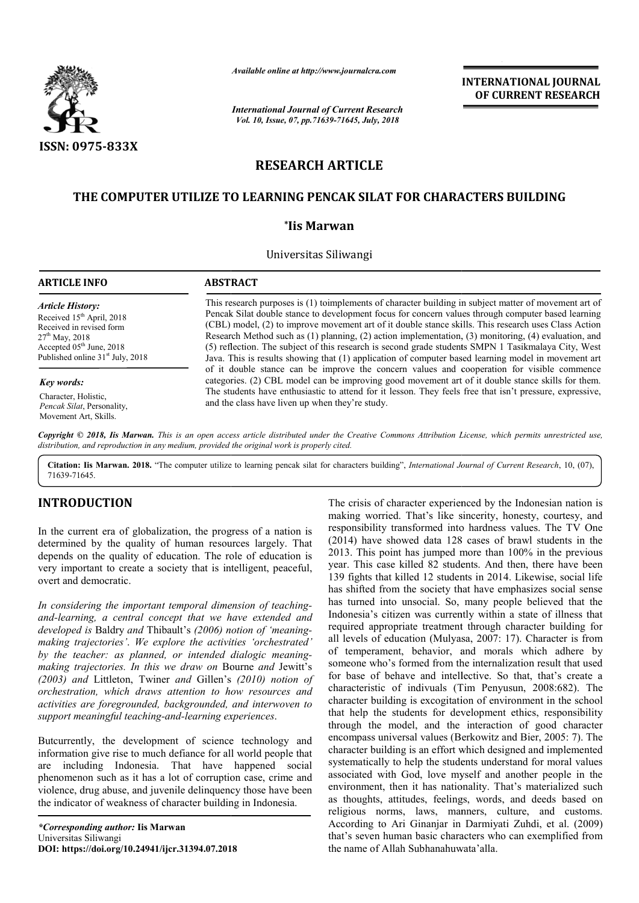ISSN: 0975-833X

*Available online at http://www.journalcra.com*

*International Journal of Current Research*
*Vol. 10, Issue, 07, pp.71639-71645, July, 2018*

**INTERNATIONAL JOURNAL OF CURRENT RESEARCH**

## RESEARCH ARTICLE

# THE COMPUTER UTILIZE TO LEARNING PENCAK SILAT FOR CHARACTERS BUILDING

**\*Iis Marwan**

Universitas Siliwangi

**ARTICLE INFO**

*Article History:*
Received 15th April, 2018
Received in revised form
27th May, 2018
Accepted 05th June, 2018
Published online 31st July, 2018

*Key words:*
Character, Holistic, *Pencak Silat*, Personality, Movement Art, Skills.

**ABSTRACT**

This research purposes is (1) toimplements of character building in subject matter of movement art of Pencak Silat double stance to development focus for concern values through computer based learning (CBL) model, (2) to improve movement art of it double stance skills. This research uses Class Action Research Method such as (1) planning, (2) action implementation, (3) monitoring, (4) evaluation, and (5) reflection. The subject of this research is second grade students SMPN 1 Tasikmalaya City, West Java. This is results showing that (1) application of computer based learning model in movement art of it double stance can be improve the concern values and cooperation for visible commence categories. (2) CBL model can be improving good movement art of it double stance skills for them. The students have enthusiastic to attend for it lesson. They feels free that isn't pressure, expressive, and the class have liven up when they're study.

***Copyright © 2018, Iis Marwan.*** *This is an open access article distributed under the Creative Commons Attribution License, which permits unrestricted use, distribution, and reproduction in any medium, provided the original work is properly cited.*

**Citation: Iis Marwan. 2018.** "The computer utilize to learning pencak silat for characters building", *International Journal of Current Research*, 10, (07), 71639-71645.

## INTRODUCTION

In the current era of globalization, the progress of a nation is determined by the quality of human resources largely. That depends on the quality of education. The role of education is very important to create a society that is intelligent, peaceful, overt and democratic.

*In considering the important temporal dimension of teaching-and-learning, a central concept that we have extended and developed is* Baldry *and* Thibault's *(2006) notion of 'meaning-making trajectories'. We explore the activities 'orchestrated' by the teacher: as planned, or intended dialogic meaning-making trajectories. In this we draw on* Bourne *and* Jewitt's *(2003) and* Littleton, Twiner *and* Gillen's *(2010) notion of orchestration, which draws attention to how resources and activities are foregrounded, backgrounded, and interwoven to support meaningful teaching-and-learning experiences*.

Butcurrently, the development of science technology and information give rise to much defiance for all world people that are including Indonesia. That have happened social phenomenon such as it has a lot of corruption case, crime and violence, drug abuse, and juvenile delinquency those have been the indicator of weakness of character building in Indonesia.

The crisis of character experienced by the Indonesian nation is making worried. That's like sincerity, honesty, courtesy, and responsibility transformed into hardness values. The TV One (2014) have showed data 128 cases of brawl students in the 2013. This point has jumped more than 100% in the previous year. This case killed 82 students. And then, there have been 139 fights that killed 12 students in 2014. Likewise, social life has shifted from the society that have emphasizes social sense has turned into unsocial. So, many people believed that the Indonesia's citizen was currently within a state of illness that required appropriate treatment through character building for all levels of education (Mulyasa, 2007: 17). Character is from of temperament, behavior, and morals which adhere by someone who's formed from the internalization result that used for base of behave and intellective. So that, that's create a characteristic of indivuals (Tim Penyusun, 2008:682). The character building is excogitation of environment in the school that help the students for development ethics, responsibility through the model, and the interaction of good character encompass universal values (Berkowitz and Bier, 2005: 7). The character building is an effort which designed and implemented systematically to help the students understand for moral values associated with God, love myself and another people in the environment, then it has nationality. That's materialized such as thoughts, attitudes, feelings, words, and deeds based on religious norms, laws, manners, culture, and customs. According to Ari Ginanjar in Darmiyati Zuhdi, et al. (2009) that's seven human basic characters who can exemplified from the name of Allah Subhanahuwata'alla.

*\*Corresponding author:* **Iis Marwan**
Universitas Siliwangi
**DOI: https://doi.org/10.24941/ijcr.31394.07.2018**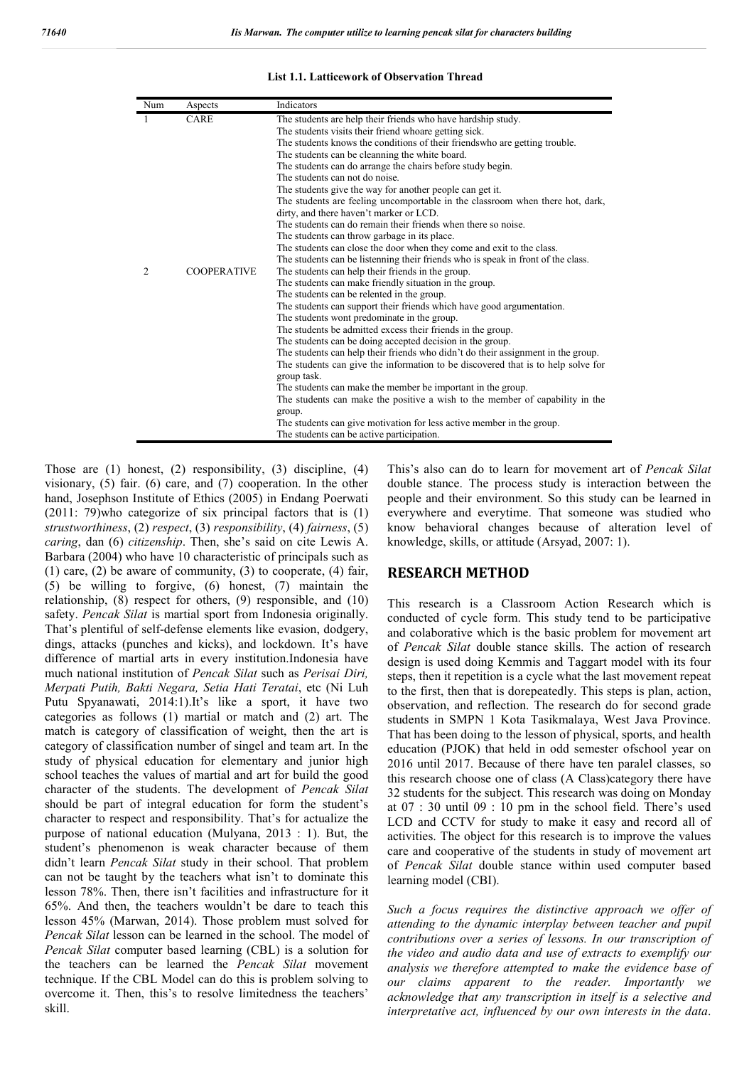**List 1.1. Latticework of Observation Thread**

| Num | Aspects | Indicators |
|---|---|---|
| 1 | CARE | The students are help their friends who have hardship study. |
| | | The students visits their friend whoare getting sick. |
| | | The students knows the conditions of their friendswho are getting trouble. |
| | | The students can be cleanning the white board. |
| | | The students can do arrange the chairs before study begin. |
| | | The students can not do noise. |
| | | The students give the way for another people can get it. |
| | | The students are feeling uncomportable in the classroom when there hot, dark, dirty, and there haven't marker or LCD. |
| | | The students can do remain their friends when there so noise. |
| | | The students can throw garbage in its place. |
| | | The students can close the door when they come and exit to the class. |
| | | The students can be listenning their friends who is speak in front of the class. |
| 2 | COOPERATIVE | The students can help their friends in the group. |
| | | The students can make friendly situation in the group. |
| | | The students can be relented in the group. |
| | | The students can support their friends which have good argumentation. |
| | | The students wont predominate in the group. |
| | | The students be admitted excess their friends in the group. |
| | | The students can be doing accepted decision in the group. |
| | | The students can help their friends who didn't do their assignment in the group. |
| | | The students can give the information to be discovered that is to help solve for group task. |
| | | The students can make the member be important in the group. |
| | | The students can make the positive a wish to the member of capability in the group. |
| | | The students can give motivation for less active member in the group. |
| | | The students can be active participation. |

Those are (1) honest, (2) responsibility, (3) discipline, (4) visionary, (5) fair. (6) care, and (7) cooperation. In the other hand, Josephson Institute of Ethics (2005) in Endang Poerwati (2011: 79)who categorize of six principal factors that is (1) *strustworthiness*, (2) *respect*, (3) *responsibility*, (4) *fairness*, (5) *caring*, dan (6) *citizenship*. Then, she's said on cite Lewis A. Barbara (2004) who have 10 characteristic of principals such as (1) care, (2) be aware of community, (3) to cooperate, (4) fair, (5) be willing to forgive, (6) honest, (7) maintain the relationship, (8) respect for others, (9) responsible, and (10) safety. *Pencak Silat* is martial sport from Indonesia originally. That's plentiful of self-defense elements like evasion, dodgery, dings, attacks (punches and kicks), and lockdown. It's have difference of martial arts in every institution.Indonesia have much national institution of *Pencak Silat* such as *Perisai Diri, Merpati Putih, Bakti Negara, Setia Hati Teratai*, etc (Ni Luh Putu Spyanawati, 2014:1).It's like a sport, it have two categories as follows (1) martial or match and (2) art. The match is category of classification of weight, then the art is category of classification number of singel and team art. In the study of physical education for elementary and junior high school teaches the values of martial and art for build the good character of the students. The development of *Pencak Silat* should be part of integral education for form the student's character to respect and responsibility. That's for actualize the purpose of national education (Mulyana, 2013 : 1). But, the student's phenomenon is weak character because of them didn't learn *Pencak Silat* study in their school. That problem can not be taught by the teachers what isn't to dominate this lesson 78%. Then, there isn't facilities and infrastructure for it 65%. And then, the teachers wouldn't be dare to teach this lesson 45% (Marwan, 2014). Those problem must solved for *Pencak Silat* lesson can be learned in the school. The model of *Pencak Silat* computer based learning (CBL) is a solution for the teachers can be learned the *Pencak Silat* movement technique. If the CBL Model can do this is problem solving to overcome it. Then, this's to resolve limitedness the teachers' skill.

This's also can do to learn for movement art of *Pencak Silat* double stance. The process study is interaction between the people and their environment. So this study can be learned in everywhere and everytime. That someone was studied who know behavioral changes because of alteration level of knowledge, skills, or attitude (Arsyad, 2007: 1).

## RESEARCH METHOD

This research is a Classroom Action Research which is conducted of cycle form. This study tend to be participative and colaborative which is the basic problem for movement art of *Pencak Silat* double stance skills. The action of research design is used doing Kemmis and Taggart model with its four steps, then it repetition is a cycle what the last movement repeat to the first, then that is dorepeatedly. This steps is plan, action, observation, and reflection. The research do for second grade students in SMPN 1 Kota Tasikmalaya, West Java Province. That has been doing to the lesson of physical, sports, and health education (PJOK) that held in odd semester ofschool year on 2016 until 2017. Because of there have ten paralel classes, so this research choose one of class (A Class)category there have 32 students for the subject. This research was doing on Monday at 07 : 30 until 09 : 10 pm in the school field. There's used LCD and CCTV for study to make it easy and record all of activities. The object for this research is to improve the values care and cooperative of the students in study of movement art of *Pencak Silat* double stance within used computer based learning model (CBI).

*Such a focus requires the distinctive approach we offer of attending to the dynamic interplay between teacher and pupil contributions over a series of lessons. In our transcription of the video and audio data and use of extracts to exemplify our analysis we therefore attempted to make the evidence base of our claims apparent to the reader. Importantly we acknowledge that any transcription in itself is a selective and interpretative act, influenced by our own interests in the data.*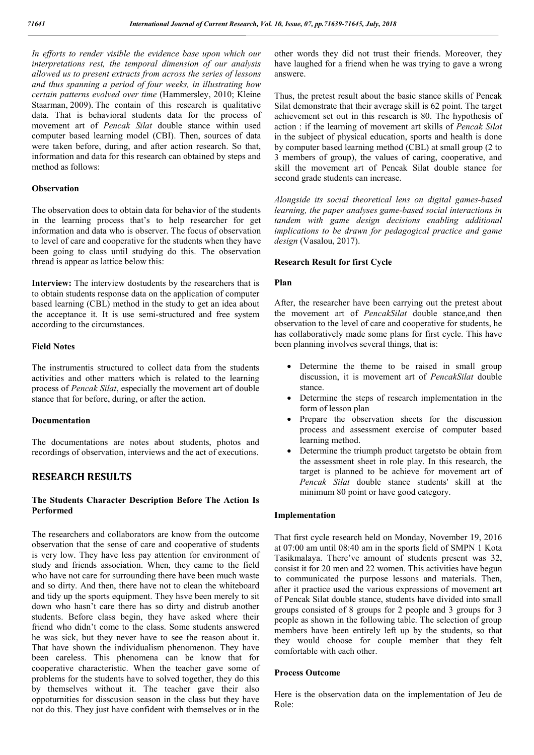*In efforts to render visible the evidence base upon which our interpretations rest, the temporal dimension of our analysis allowed us to present extracts from across the series of lessons and thus spanning a period of four weeks, in illustrating how certain patterns evolved over time* (Hammersley, 2010; Kleine Staarman, 2009). The contain of this research is qualitative data. That is behavioral students data for the process of movement art of *Pencak Silat* double stance within used computer based learning model (CBI). Then, sources of data were taken before, during, and after action research. So that, information and data for this research can obtained by steps and method as follows:

### Observation

The observation does to obtain data for behavior of the students in the learning process that's to help researcher for get information and data who is observer. The focus of observation to level of care and cooperative for the students when they have been going to class until studying do this. The observation thread is appear as lattice below this:

**Interview:** The interview dostudents by the researchers that is to obtain students response data on the application of computer based learning (CBL) method in the study to get an idea about the acceptance it. It is use semi-structured and free system according to the circumstances.

### Field Notes

The instrumentis structured to collect data from the students activities and other matters which is related to the learning process of *Pencak Silat*, especially the movement art of double stance that for before, during, or after the action.

### Documentation

The documentations are notes about students, photos and recordings of observation, interviews and the act of executions.

## RESEARCH RESULTS

### The Students Character Description Before The Action Is Performed

The researchers and collaborators are know from the outcome observation that the sense of care and cooperative of students is very low. They have less pay attention for environment of study and friends association. When, they came to the field who have not care for surrounding there have been much waste and so dirty. And then, there have not to clean the whiteboard and tidy up the sports equipment. They hsve been merely to sit down who hasn't care there has so dirty and distrub another students. Before class begin, they have asked where their friend who didn't come to the class. Some students answered he was sick, but they never have to see the reason about it. That have shown the individualism phenomenon. They have been careless. This phenomena can be know that for cooperative characteristic. When the teacher gave some of problems for the students have to solved together, they do this by themselves without it. The teacher gave their also oppoturnities for disscusion season in the class but they have not do this. They just have confident with themselves or in the other words they did not trust their friends. Moreover, they have laughed for a friend when he was trying to gave a wrong answere.

Thus, the pretest result about the basic stance skills of Pencak Silat demonstrate that their average skill is 62 point. The target achievement set out in this research is 80. The hypothesis of action : if the learning of movement art skills of *Pencak Silat* in the subject of physical education, sports and health is done by computer based learning method (CBL) at small group (2 to 3 members of group), the values of caring, cooperative, and skill the movement art of Pencak Silat double stance for second grade students can increase.

*Alongside its social theoretical lens on digital games-based learning, the paper analyses game-based social interactions in tandem with game design decisions enabling additional implications to be drawn for pedagogical practice and game design* (Vasalou, 2017).

### Research Result for first Cycle

### Plan

After, the researcher have been carrying out the pretest about the movement art of *PencakSilat* double stance,and then observation to the level of care and cooperative for students, he has collaboratively made some plans for first cycle. This have been planning involves several things, that is:

- Determine the theme to be raised in small group discussion, it is movement art of *PencakSilat* double stance.
- Determine the steps of research implementation in the form of lesson plan
- Prepare the observation sheets for the discussion process and assessment exercise of computer based learning method.
- Determine the triumph product targetsto be obtain from the assessment sheet in role play. In this research, the target is planned to be achieve for movement art of *Pencak Silat* double stance students' skill at the minimum 80 point or have good category.

### Implementation

That first cycle research held on Monday, November 19, 2016 at 07:00 am until 08:40 am in the sports field of SMPN 1 Kota Tasikmalaya. There've amount of students present was 32, consist it for 20 men and 22 women. This activities have begun to communicated the purpose lessons and materials. Then, after it practice used the various expressions of movement art of Pencak Silat double stance, students have divided into small groups consisted of 8 groups for 2 people and 3 groups for 3 people as shown in the following table. The selection of group members have been entirely left up by the students, so that they would choose for couple member that they felt comfortable with each other.

### Process Outcome

Here is the observation data on the implementation of Jeu de Role: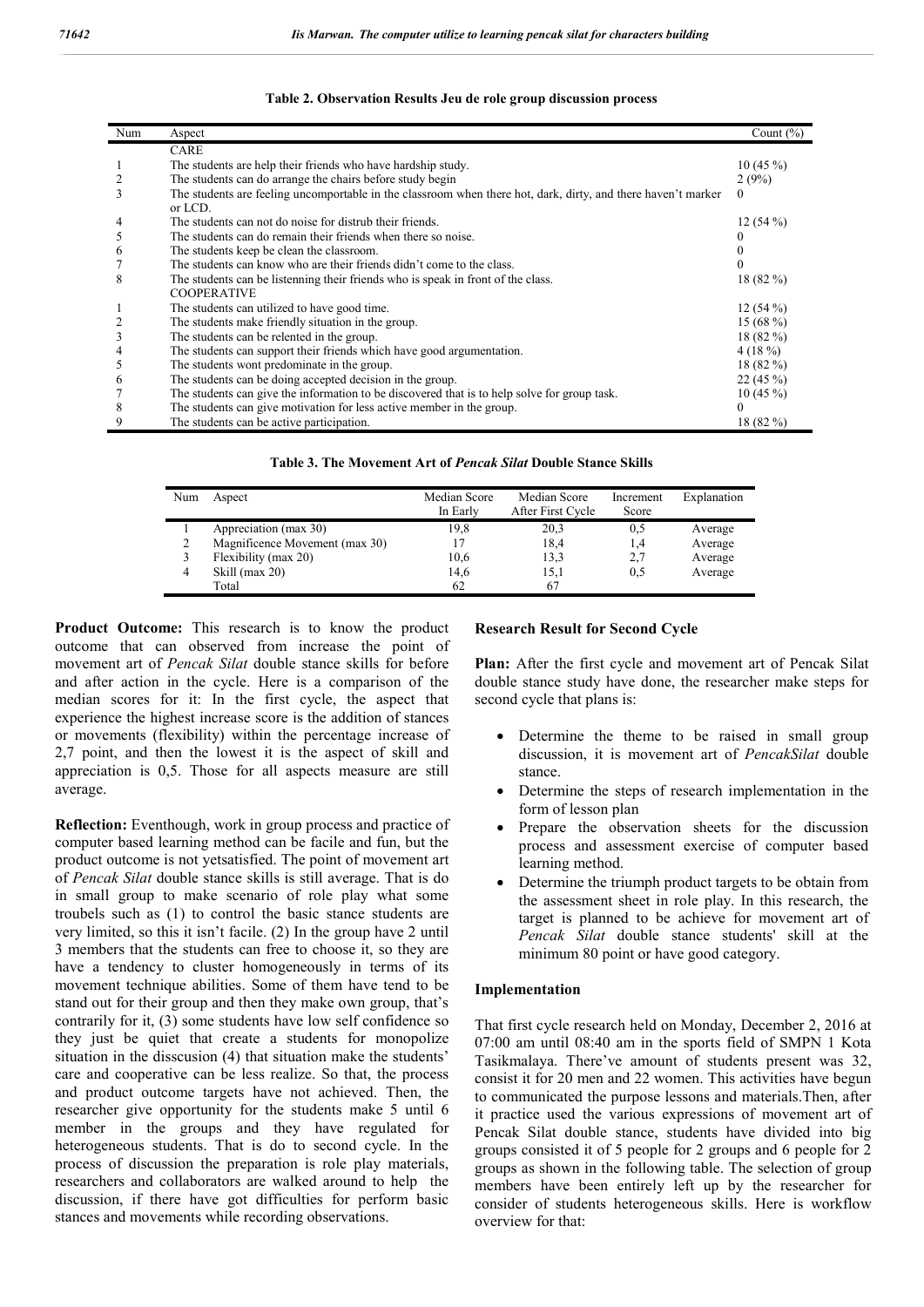**Table 2. Observation Results Jeu de role group discussion process**

| Num | Aspect | Count (%) |
|---|---|---|
| | CARE | |
| 1 | The students are help their friends who have hardship study. | 10 (45 %) |
| 2 | The students can do arrange the chairs before study begin | 2 (9%) |
| 3 | The students are feeling uncomportable in the classroom when there hot, dark, dirty, and there haven't marker or LCD. | 0 |
| 4 | The students can not do noise for distrub their friends. | 12 (54 %) |
| 5 | The students can do remain their friends when there so noise. | 0 |
| 6 | The students keep be clean the classroom. | 0 |
| 7 | The students can know who are their friends didn't come to the class. | 0 |
| 8 | The students can be listenning their friends who is speak in front of the class. | 18 (82 %) |
| | COOPERATIVE | |
| 1 | The students can utilized to have good time. | 12 (54 %) |
| 2 | The students make friendly situation in the group. | 15 (68 %) |
| 3 | The students can be relented in the group. | 18 (82 %) |
| 4 | The students can support their friends which have good argumentation. | 4 (18 %) |
| 5 | The students wont predominate in the group. | 18 (82 %) |
| 6 | The students can be doing accepted decision in the group. | 22 (45 %) |
| 7 | The students can give the information to be discovered that is to help solve for group task. | 10 (45 %) |
| 8 | The students can give motivation for less active member in the group. | 0 |
| 9 | The students can be active participation. | 18 (82 %) |

**Table 3. The Movement Art of *Pencak Silat* Double Stance Skills**

| Num | Aspect | Median Score In Early | Median Score After First Cycle | Increment Score | Explanation |
|---|---|---|---|---|---|
| 1 | Appreciation (max 30) | 19,8 | 20,3 | 0,5 | Average |
| 2 | Magnificence Movement (max 30) | 17 | 18,4 | 1,4 | Average |
| 3 | Flexibility (max 20) | 10,6 | 13,3 | 2,7 | Average |
| 4 | Skill (max 20) | 14,6 | 15,1 | 0,5 | Average |
| | Total | 62 | 67 | | |

**Product Outcome:** This research is to know the product outcome that can observed from increase the point of movement art of *Pencak Silat* double stance skills for before and after action in the cycle. Here is a comparison of the median scores for it: In the first cycle, the aspect that experience the highest increase score is the addition of stances or movements (flexibility) within the percentage increase of 2,7 point, and then the lowest it is the aspect of skill and appreciation is 0,5. Those for all aspects measure are still average.

**Reflection:** Eventhough, work in group process and practice of computer based learning method can be facile and fun, but the product outcome is not yetsatisfied. The point of movement art of *Pencak Silat* double stance skills is still average. That is do in small group to make scenario of role play what some troubels such as (1) to control the basic stance students are very limited, so this it isn't facile. (2) In the group have 2 until 3 members that the students can free to choose it, so they are have a tendency to cluster homogeneously in terms of its movement technique abilities. Some of them have tend to be stand out for their group and then they make own group, that's contrarily for it, (3) some students have low self confidence so they just be quiet that create a students for monopolize situation in the disscusion (4) that situation make the students' care and cooperative can be less realize. So that, the process and product outcome targets have not achieved. Then, the researcher give opportunity for the students make 5 until 6 member in the groups and they have regulated for heterogeneous students. That is do to second cycle. In the process of discussion the preparation is role play materials, researchers and collaborators are walked around to help the discussion, if there have got difficulties for perform basic stances and movements while recording observations.

### Research Result for Second Cycle

**Plan:** After the first cycle and movement art of Pencak Silat double stance study have done, the researcher make steps for second cycle that plans is:

- Determine the theme to be raised in small group discussion, it is movement art of *PencakSilat* double stance.
- Determine the steps of research implementation in the form of lesson plan
- Prepare the observation sheets for the discussion process and assessment exercise of computer based learning method.
- Determine the triumph product targets to be obtain from the assessment sheet in role play. In this research, the target is planned to be achieve for movement art of *Pencak Silat* double stance students' skill at the minimum 80 point or have good category.

### Implementation

That first cycle research held on Monday, December 2, 2016 at 07:00 am until 08:40 am in the sports field of SMPN 1 Kota Tasikmalaya. There've amount of students present was 32, consist it for 20 men and 22 women. This activities have begun to communicated the purpose lessons and materials.Then, after it practice used the various expressions of movement art of Pencak Silat double stance, students have divided into big groups consisted it of 5 people for 2 groups and 6 people for 2 groups as shown in the following table. The selection of group members have been entirely left up by the researcher for consider of students heterogeneous skills. Here is workflow overview for that: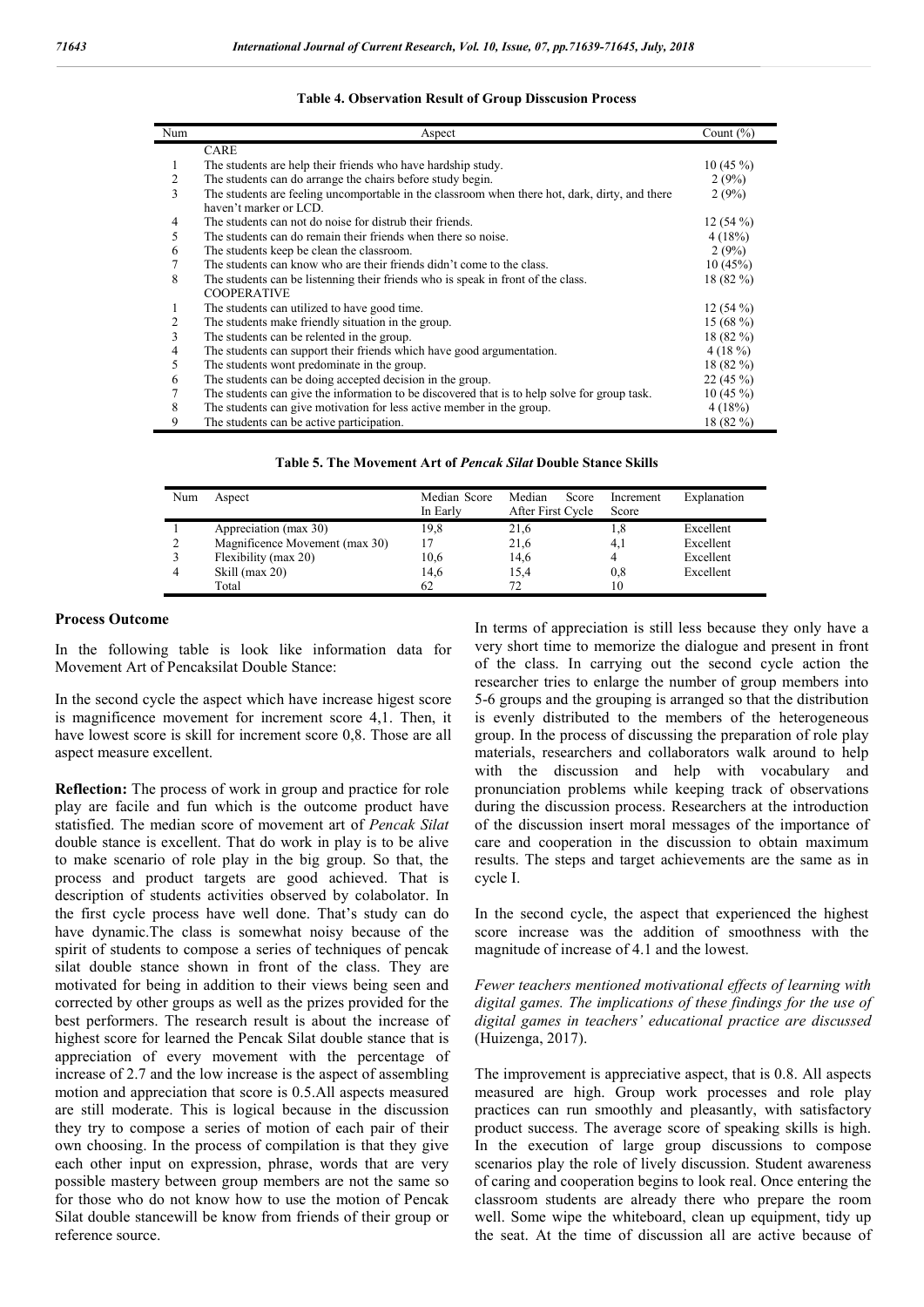**Table 4. Observation Result of Group Disscusion Process**

| Num | Aspect | Count (%) |
|---|---|---|
| | CARE | |
| 1 | The students are help their friends who have hardship study. | 10 (45 %) |
| 2 | The students can do arrange the chairs before study begin. | 2 (9%) |
| 3 | The students are feeling uncomportable in the classroom when there hot, dark, dirty, and there haven't marker or LCD. | 2 (9%) |
| 4 | The students can not do noise for distrub their friends. | 12 (54 %) |
| 5 | The students can do remain their friends when there so noise. | 4 (18%) |
| 6 | The students keep be clean the classroom. | 2 (9%) |
| 7 | The students can know who are their friends didn't come to the class. | 10 (45%) |
| 8 | The students can be listenning their friends who is speak in front of the class. | 18 (82 %) |
| | COOPERATIVE | |
| 1 | The students can utilized to have good time. | 12 (54 %) |
| 2 | The students make friendly situation in the group. | 15 (68 %) |
| 3 | The students can be relented in the group. | 18 (82 %) |
| 4 | The students can support their friends which have good argumentation. | 4 (18 %) |
| 5 | The students wont predominate in the group. | 18 (82 %) |
| 6 | The students can be doing accepted decision in the group. | 22 (45 %) |
| 7 | The students can give the information to be discovered that is to help solve for group task. | 10 (45 %) |
| 8 | The students can give motivation for less active member in the group. | 4 (18%) |
| 9 | The students can be active participation. | 18 (82 %) |

**Table 5. The Movement Art of *Pencak Silat* Double Stance Skills**

| Num | Aspect | Median Score In Early | Median Score After First Cycle | Increment Score | Explanation |
|---|---|---|---|---|---|
| 1 | Appreciation (max 30) | 19,8 | 21,6 | 1,8 | Excellent |
| 2 | Magnificence Movement (max 30) | 17 | 21,6 | 4,1 | Excellent |
| 3 | Flexibility (max 20) | 10,6 | 14,6 | 4 | Excellent |
| 4 | Skill (max 20) | 14,6 | 15,4 | 0,8 | Excellent |
| | Total | 62 | 72 | 10 | |

### Process Outcome

In the following table is look like information data for Movement Art of Pencaksilat Double Stance:

In the second cycle the aspect which have increase higest score is magnificence movement for increment score 4,1. Then, it have lowest score is skill for increment score 0,8. Those are all aspect measure excellent.

**Reflection:** The process of work in group and practice for role play are facile and fun which is the outcome product have statisfied. The median score of movement art of *Pencak Silat* double stance is excellent. That do work in play is to be alive to make scenario of role play in the big group. So that, the process and product targets are good achieved. That is description of students activities observed by colabolator. In the first cycle process have well done. That's study can do have dynamic.The class is somewhat noisy because of the spirit of students to compose a series of techniques of pencak silat double stance shown in front of the class. They are motivated for being in addition to their views being seen and corrected by other groups as well as the prizes provided for the best performers. The research result is about the increase of highest score for learned the Pencak Silat double stance that is appreciation of every movement with the percentage of increase of 2.7 and the low increase is the aspect of assembling motion and appreciation that score is 0.5.All aspects measured are still moderate. This is logical because in the discussion they try to compose a series of motion of each pair of their own choosing. In the process of compilation is that they give each other input on expression, phrase, words that are very possible mastery between group members are not the same so for those who do not know how to use the motion of Pencak Silat double stancewill be know from friends of their group or reference source.

In terms of appreciation is still less because they only have a very short time to memorize the dialogue and present in front of the class. In carrying out the second cycle action the researcher tries to enlarge the number of group members into 5-6 groups and the grouping is arranged so that the distribution is evenly distributed to the members of the heterogeneous group. In the process of discussing the preparation of role play materials, researchers and collaborators walk around to help with the discussion and help with vocabulary and pronunciation problems while keeping track of observations during the discussion process. Researchers at the introduction of the discussion insert moral messages of the importance of care and cooperation in the discussion to obtain maximum results. The steps and target achievements are the same as in cycle I.

In the second cycle, the aspect that experienced the highest score increase was the addition of smoothness with the magnitude of increase of 4.1 and the lowest.

*Fewer teachers mentioned motivational effects of learning with digital games. The implications of these findings for the use of digital games in teachers' educational practice are discussed* (Huizenga, 2017).

The improvement is appreciative aspect, that is 0.8. All aspects measured are high. Group work processes and role play practices can run smoothly and pleasantly, with satisfactory product success. The average score of speaking skills is high. In the execution of large group discussions to compose scenarios play the role of lively discussion. Student awareness of caring and cooperation begins to look real. Once entering the classroom students are already there who prepare the room well. Some wipe the whiteboard, clean up equipment, tidy up the seat. At the time of discussion all are active because of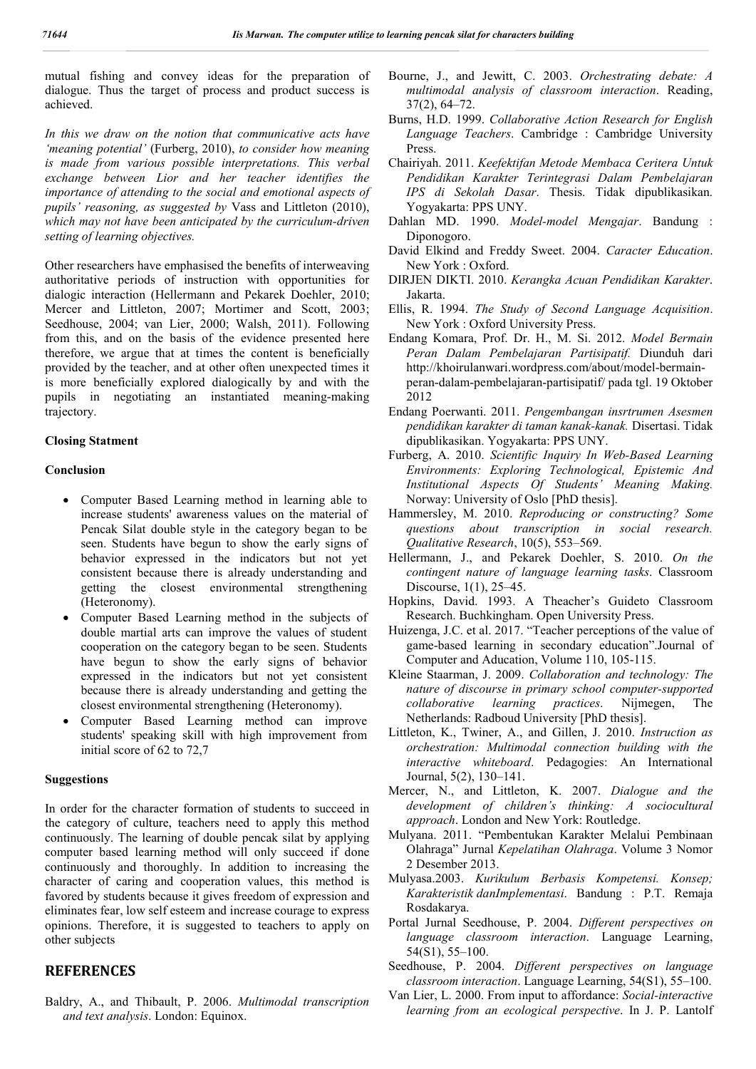mutual fishing and convey ideas for the preparation of dialogue. Thus the target of process and product success is achieved.

*In this we draw on the notion that communicative acts have 'meaning potential'* (Furberg, 2010), *to consider how meaning is made from various possible interpretations. This verbal exchange between Lior and her teacher identifies the importance of attending to the social and emotional aspects of pupils' reasoning, as suggested by* Vass and Littleton (2010), *which may not have been anticipated by the curriculum-driven setting of learning objectives.*

Other researchers have emphasised the benefits of interweaving authoritative periods of instruction with opportunities for dialogic interaction (Hellermann and Pekarek Doehler, 2010; Mercer and Littleton, 2007; Mortimer and Scott, 2003; Seedhouse, 2004; van Lier, 2000; Walsh, 2011). Following from this, and on the basis of the evidence presented here therefore, we argue that at times the content is beneficially provided by the teacher, and at other often unexpected times it is more beneficially explored dialogically by and with the pupils in negotiating an instantiated meaning-making trajectory.

**Closing Statment**

**Conclusion**

- Computer Based Learning method in learning able to increase students' awareness values on the material of Pencak Silat double style in the category began to be seen. Students have begun to show the early signs of behavior expressed in the indicators but not yet consistent because there is already understanding and getting the closest environmental strengthening (Heteronomy).
- Computer Based Learning method in the subjects of double martial arts can improve the values of student cooperation on the category began to be seen. Students have begun to show the early signs of behavior expressed in the indicators but not yet consistent because there is already understanding and getting the closest environmental strengthening (Heteronomy).
- Computer Based Learning method can improve students' speaking skill with high improvement from initial score of 62 to 72,7

**Suggestions**

In order for the character formation of students to succeed in the category of culture, teachers need to apply this method continuously. The learning of double pencak silat by applying computer based learning method will only succeed if done continuously and thoroughly. In addition to increasing the character of caring and cooperation values, this method is favored by students because it gives freedom of expression and eliminates fear, low self esteem and increase courage to express opinions. Therefore, it is suggested to teachers to apply on other subjects

## REFERENCES

Baldry, A., and Thibault, P. 2006. *Multimodal transcription and text analysis*. London: Equinox.

Bourne, J., and Jewitt, C. 2003. *Orchestrating debate: A multimodal analysis of classroom interaction*. Reading, 37(2), 64–72.

Burns, H.D. 1999. *Collaborative Action Research for English Language Teachers*. Cambridge : Cambridge University Press.

Chairiyah. 2011. *Keefektifan Metode Membaca Ceritera Untuk Pendidikan Karakter Terintegrasi Dalam Pembelajaran IPS di Sekolah Dasar*. Thesis. Tidak dipublikasikan. Yogyakarta: PPS UNY.

Dahlan MD. 1990. *Model-model Mengajar*. Bandung : Diponogoro.

David Elkind and Freddy Sweet. 2004. *Caracter Education*. New York : Oxford.

DIRJEN DIKTI. 2010. *Kerangka Acuan Pendidikan Karakter*. Jakarta.

Ellis, R. 1994. *The Study of Second Language Acquisition*. New York : Oxford University Press.

Endang Komara, Prof. Dr. H., M. Si. 2012. *Model Bermain Peran Dalam Pembelajaran Partisipatif.* Diunduh dari http://khoirulanwari.wordpress.com/about/model-bermain-peran-dalam-pembelajaran-partisipatif/ pada tgl. 19 Oktober 2012

Endang Poerwanti. 2011. *Pengembangan insrtrumen Asesmen pendidikan karakter di taman kanak-kanak.* Disertasi. Tidak dipublikasikan. Yogyakarta: PPS UNY.

Furberg, A. 2010. *Scientific Inquiry In Web-Based Learning Environments: Exploring Technological, Epistemic And Institutional Aspects Of Students' Meaning Making.* Norway: University of Oslo [PhD thesis].

Hammersley, M. 2010. *Reproducing or constructing? Some questions about transcription in social research. Qualitative Research*, 10(5), 553–569.

Hellermann, J., and Pekarek Doehler, S. 2010. *On the contingent nature of language learning tasks*. Classroom Discourse, 1(1), 25–45.

Hopkins, David. 1993. A Theacher's Guideto Classroom Research. Buchkingham. Open University Press.

Huizenga, J.C. et al. 2017. "Teacher perceptions of the value of game-based learning in secondary education".Journal of Computer and Aducation, Volume 110, 105-115.

Kleine Staarman, J. 2009. *Collaboration and technology: The nature of discourse in primary school computer-supported collaborative learning practices*. Nijmegen, The Netherlands: Radboud University [PhD thesis].

Littleton, K., Twiner, A., and Gillen, J. 2010. *Instruction as orchestration: Multimodal connection building with the interactive whiteboard*. Pedagogies: An International Journal, 5(2), 130–141.

Mercer, N., and Littleton, K. 2007. *Dialogue and the development of children's thinking: A sociocultural approach*. London and New York: Routledge.

Mulyana. 2011. "Pembentukan Karakter Melalui Pembinaan Olahraga" Jurnal *Kepelatihan Olahraga*. Volume 3 Nomor 2 Desember 2013.

Mulyasa.2003. *Kurikulum Berbasis Kompetensi. Konsep; Karakteristik danImplementasi*. Bandung : P.T. Remaja Rosdakarya.

Portal Jurnal Seedhouse, P. 2004. *Different perspectives on language classroom interaction*. Language Learning, 54(S1), 55–100.

Seedhouse, P. 2004. *Different perspectives on language classroom interaction*. Language Learning, 54(S1), 55–100.

Van Lier, L. 2000. From input to affordance: *Social-interactive learning from an ecological perspective*. In J. P. Lantolf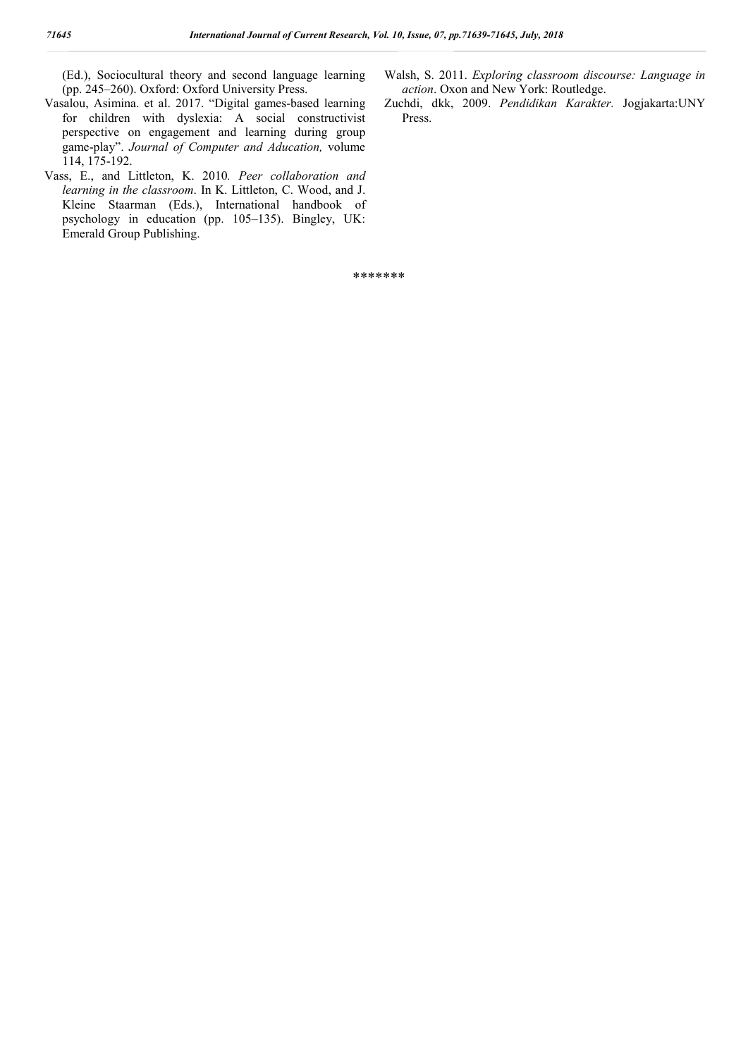(Ed.), Sociocultural theory and second language learning (pp. 245–260). Oxford: Oxford University Press.

Vasalou, Asimina. et al. 2017. "Digital games-based learning for children with dyslexia: A social constructivist perspective on engagement and learning during group game-play". *Journal of Computer and Aducation,* volume 114, 175-192.

Vass, E., and Littleton, K. 2010*. Peer collaboration and learning in the classroom*. In K. Littleton, C. Wood, and J. Kleine Staarman (Eds.), International handbook of psychology in education (pp. 105–135). Bingley, UK: Emerald Group Publishing.

Walsh, S. 2011. *Exploring classroom discourse: Language in action*. Oxon and New York: Routledge.

Zuchdi, dkk, 2009. *Pendidikan Karakter.* Jogjakarta:UNY Press.

*******